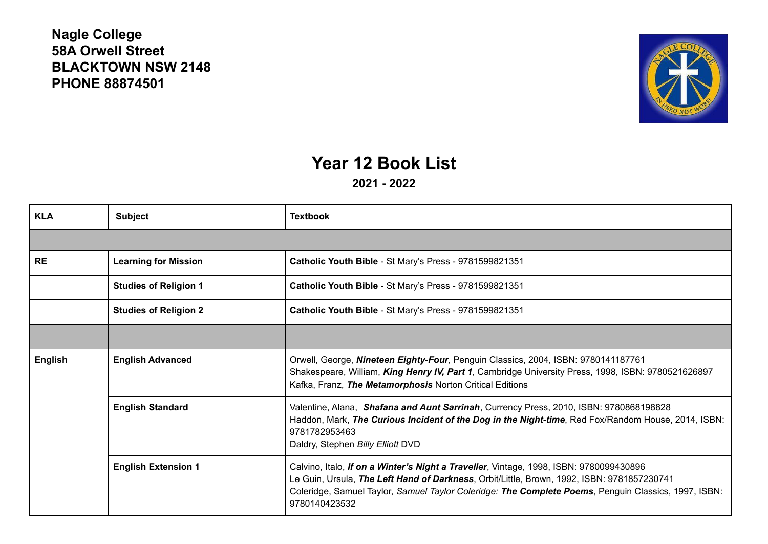**Nagle College**
**58A Orwell Street**
**BLACKTOWN NSW 2148**
**PHONE 88874501**

# Year 12 Book List

## 2021 - 2022

| KLA | Subject | Textbook |
|---|---|---|
| | | |
| **RE** | **Learning for Mission** | **Catholic Youth Bible** - St Mary's Press - 9781599821351 |
| | **Studies of Religion 1** | **Catholic Youth Bible** - St Mary's Press - 9781599821351 |
| | **Studies of Religion 2** | **Catholic Youth Bible** - St Mary's Press - 9781599821351 |
| | | |
| **English** | **English Advanced** | Orwell, George, ***Nineteen Eighty-Four***, Penguin Classics, 2004, ISBN: 9780141187761<br>Shakespeare, William, ***King Henry IV, Part 1***, Cambridge University Press, 1998, ISBN: 9780521626897<br>Kafka, Franz, ***The Metamorphosis*** Norton Critical Editions |
| | **English Standard** | Valentine, Alana, ***Shafana and Aunt Sarrinah***, Currency Press, 2010, ISBN: 9780868198828<br>Haddon, Mark, ***The Curious Incident of the Dog in the Night-time***, Red Fox/Random House, 2014, ISBN: 9781782953463<br>Daldry, Stephen *Billy Elliott* DVD |
| | **English Extension 1** | Calvino, Italo, ***If on a Winter's Night a Traveller***, Vintage, 1998, ISBN: 9780099430896<br>Le Guin, Ursula, ***The Left Hand of Darkness***, Orbit/Little, Brown, 1992, ISBN: 9781857230741<br>Coleridge, Samuel Taylor, *Samuel Taylor Coleridge:* ***The Complete Poems***, Penguin Classics, 1997, ISBN: 9780140423532 |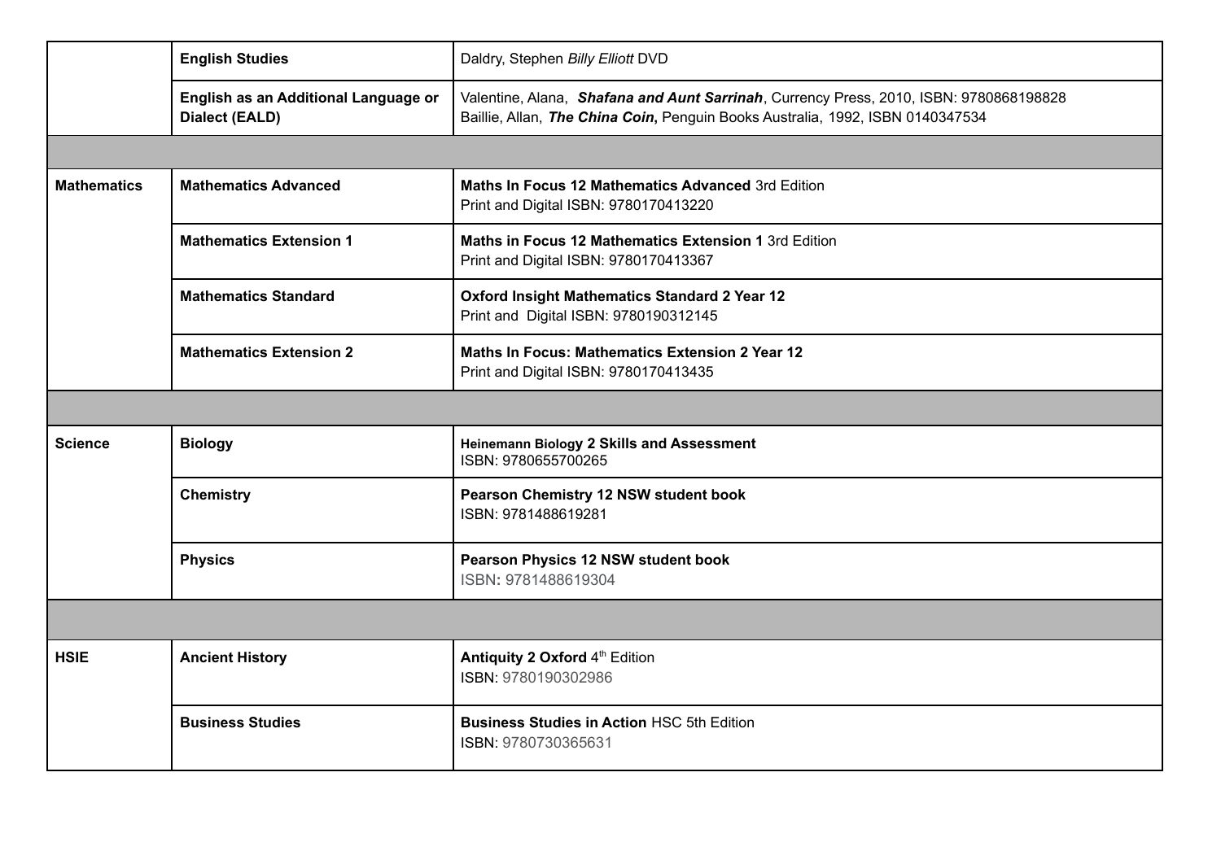| | | |
|---|---|---|
| | **English Studies** | Daldry, Stephen *Billy Elliott* DVD |
| | **English as an Additional Language or Dialect (EALD)** | Valentine, Alana, ***Shafana and Aunt Sarrinah***, Currency Press, 2010, ISBN: 9780868198828<br>Baillie, Allan, ***The China Coin*,** Penguin Books Australia, 1992, ISBN 0140347534 |
| | | |
| **Mathematics** | **Mathematics Advanced** | **Maths In Focus 12 Mathematics Advanced** 3rd Edition<br>Print and Digital ISBN: 9780170413220 |
| | **Mathematics Extension 1** | **Maths in Focus 12 Mathematics Extension 1** 3rd Edition<br>Print and Digital ISBN: 9780170413367 |
| | **Mathematics Standard** | **Oxford Insight Mathematics Standard 2 Year 12**<br>Print and Digital ISBN: 9780190312145 |
| | **Mathematics Extension 2** | **Maths In Focus: Mathematics Extension 2 Year 12**<br>Print and Digital ISBN: 9780170413435 |
| | | |
| **Science** | **Biology** | **Heinemann Biology 2 Skills and Assessment**<br>ISBN: 9780655700265 |
| | **Chemistry** | **Pearson Chemistry 12 NSW student book**<br>ISBN: 9781488619281 |
| | **Physics** | **Pearson Physics 12 NSW student book**<br>ISBN**:** 9781488619304 |
| | | |
| **HSIE** | **Ancient History** | **Antiquity 2 Oxford** 4th Edition<br>ISBN: 9780190302986 |
| | **Business Studies** | **Business Studies in Action** HSC 5th Edition<br>ISBN: 9780730365631 |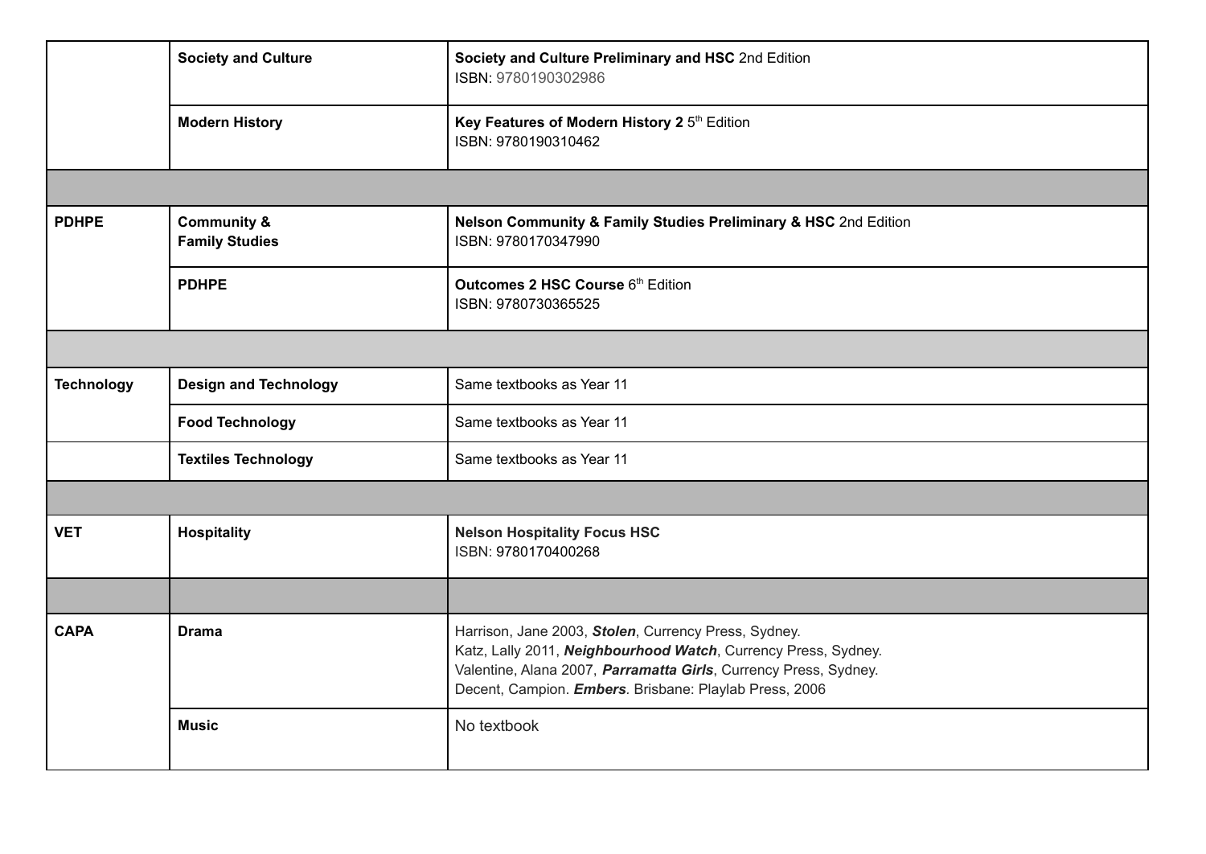| | | |
|---|---|---|
| | **Society and Culture** | **Society and Culture Preliminary and HSC** 2nd Edition<br>ISBN: 9780190302986 |
| | **Modern History** | **Key Features of Modern History 2** 5th Edition<br>ISBN: 9780190310462 |
| | | |
| **PDHPE** | **Community & Family Studies** | **Nelson Community & Family Studies Preliminary & HSC** 2nd Edition<br>ISBN: 9780170347990 |
| | **PDHPE** | **Outcomes 2 HSC Course** 6th Edition<br>ISBN: 9780730365525 |
| | | |
| **Technology** | **Design and Technology** | Same textbooks as Year 11 |
| | **Food Technology** | Same textbooks as Year 11 |
| | **Textiles Technology** | Same textbooks as Year 11 |
| | | |
| **VET** | **Hospitality** | **Nelson Hospitality Focus HSC**<br>ISBN: 9780170400268 |
| | | |
| **CAPA** | **Drama** | Harrison, Jane 2003, ***Stolen***, Currency Press, Sydney.<br>Katz, Lally 2011, ***Neighbourhood Watch***, Currency Press, Sydney.<br>Valentine, Alana 2007, ***Parramatta Girls***, Currency Press, Sydney.<br>Decent, Campion. ***Embers***. Brisbane: Playlab Press, 2006 |
| | **Music** | No textbook |